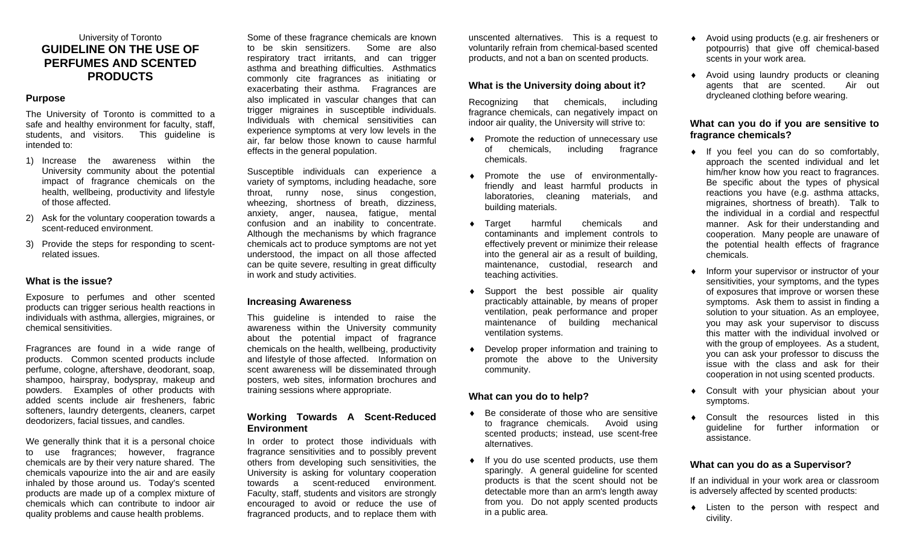University of Toronto

# GUIDELINE ON THE USE OF PERFUMES AND SCENTED PRODUCTS

## Purpose

The University of Toronto is committed to a safe and healthy environment for faculty, staff, students, and visitors. This guideline is intended to:

1) Increase the awareness within the University community about the potential impact of fragrance chemicals on the health, wellbeing, productivity and lifestyle of those affected.
2) Ask for the voluntary cooperation towards a scent-reduced environment.
3) Provide the steps for responding to scent-related issues.

## What is the issue?

Exposure to perfumes and other scented products can trigger serious health reactions in individuals with asthma, allergies, migraines, or chemical sensitivities.

Fragrances are found in a wide range of products. Common scented products include perfume, cologne, aftershave, deodorant, soap, shampoo, hairspray, bodyspray, makeup and powders. Examples of other products with added scents include air fresheners, fabric softeners, laundry detergents, cleaners, carpet deodorizers, facial tissues, and candles.

We generally think that it is a personal choice to use fragrances; however, fragrance chemicals are by their very nature shared. The chemicals vapourize into the air and are easily inhaled by those around us. Today's scented products are made up of a complex mixture of chemicals which can contribute to indoor air quality problems and cause health problems.

Some of these fragrance chemicals are known to be skin sensitizers. Some are also respiratory tract irritants, and can trigger asthma and breathing difficulties. Asthmatics commonly cite fragrances as initiating or exacerbating their asthma. Fragrances are also implicated in vascular changes that can trigger migraines in susceptible individuals. Individuals with chemical sensitivities can experience symptoms at very low levels in the air, far below those known to cause harmful effects in the general population.

Susceptible individuals can experience a variety of symptoms, including headache, sore throat, runny nose, sinus congestion, wheezing, shortness of breath, dizziness, anxiety, anger, nausea, fatigue, mental confusion and an inability to concentrate. Although the mechanisms by which fragrance chemicals act to produce symptoms are not yet understood, the impact on all those affected can be quite severe, resulting in great difficulty in work and study activities.

## Increasing Awareness

This guideline is intended to raise the awareness within the University community about the potential impact of fragrance chemicals on the health, wellbeing, productivity and lifestyle of those affected. Information on scent awareness will be disseminated through posters, web sites, information brochures and training sessions where appropriate.

## Working Towards A Scent-Reduced Environment

In order to protect those individuals with fragrance sensitivities and to possibly prevent others from developing such sensitivities, the University is asking for voluntary cooperation towards a scent-reduced environment. Faculty, staff, students and visitors are strongly encouraged to avoid or reduce the use of fragranced products, and to replace them with unscented alternatives. This is a request to voluntarily refrain from chemical-based scented products, and not a ban on scented products.

## What is the University doing about it?

Recognizing that chemicals, including fragrance chemicals, can negatively impact on indoor air quality, the University will strive to:

- Promote the reduction of unnecessary use of chemicals, including fragrance chemicals.
- Promote the use of environmentally-friendly and least harmful products in laboratories, cleaning materials, and building materials.
- Target harmful chemicals and contaminants and implement controls to effectively prevent or minimize their release into the general air as a result of building, maintenance, custodial, research and teaching activities.
- Support the best possible air quality practicably attainable, by means of proper ventilation, peak performance and proper maintenance of building mechanical ventilation systems.
- Develop proper information and training to promote the above to the University community.

## What can you do to help?

- Be considerate of those who are sensitive to fragrance chemicals. Avoid using scented products; instead, use scent-free alternatives.
- If you do use scented products, use them sparingly. A general guideline for scented products is that the scent should not be detectable more than an arm's length away from you. Do not apply scented products in a public area.
- Avoid using products (e.g. air fresheners or potpourris) that give off chemical-based scents in your work area.
- Avoid using laundry products or cleaning agents that are scented. Air out drycleaned clothing before wearing.

## What can you do if you are sensitive to fragrance chemicals?

- If you feel you can do so comfortably, approach the scented individual and let him/her know how you react to fragrances. Be specific about the types of physical reactions you have (e.g. asthma attacks, migraines, shortness of breath). Talk to the individual in a cordial and respectful manner. Ask for their understanding and cooperation. Many people are unaware of the potential health effects of fragrance chemicals.
- Inform your supervisor or instructor of your sensitivities, your symptoms, and the types of exposures that improve or worsen these symptoms. Ask them to assist in finding a solution to your situation. As an employee, you may ask your supervisor to discuss this matter with the individual involved or with the group of employees. As a student, you can ask your professor to discuss the issue with the class and ask for their cooperation in not using scented products.
- Consult with your physician about your symptoms.
- Consult the resources listed in this guideline for further information or assistance.

## What can you do as a Supervisor?

If an individual in your work area or classroom is adversely affected by scented products:

- Listen to the person with respect and civility.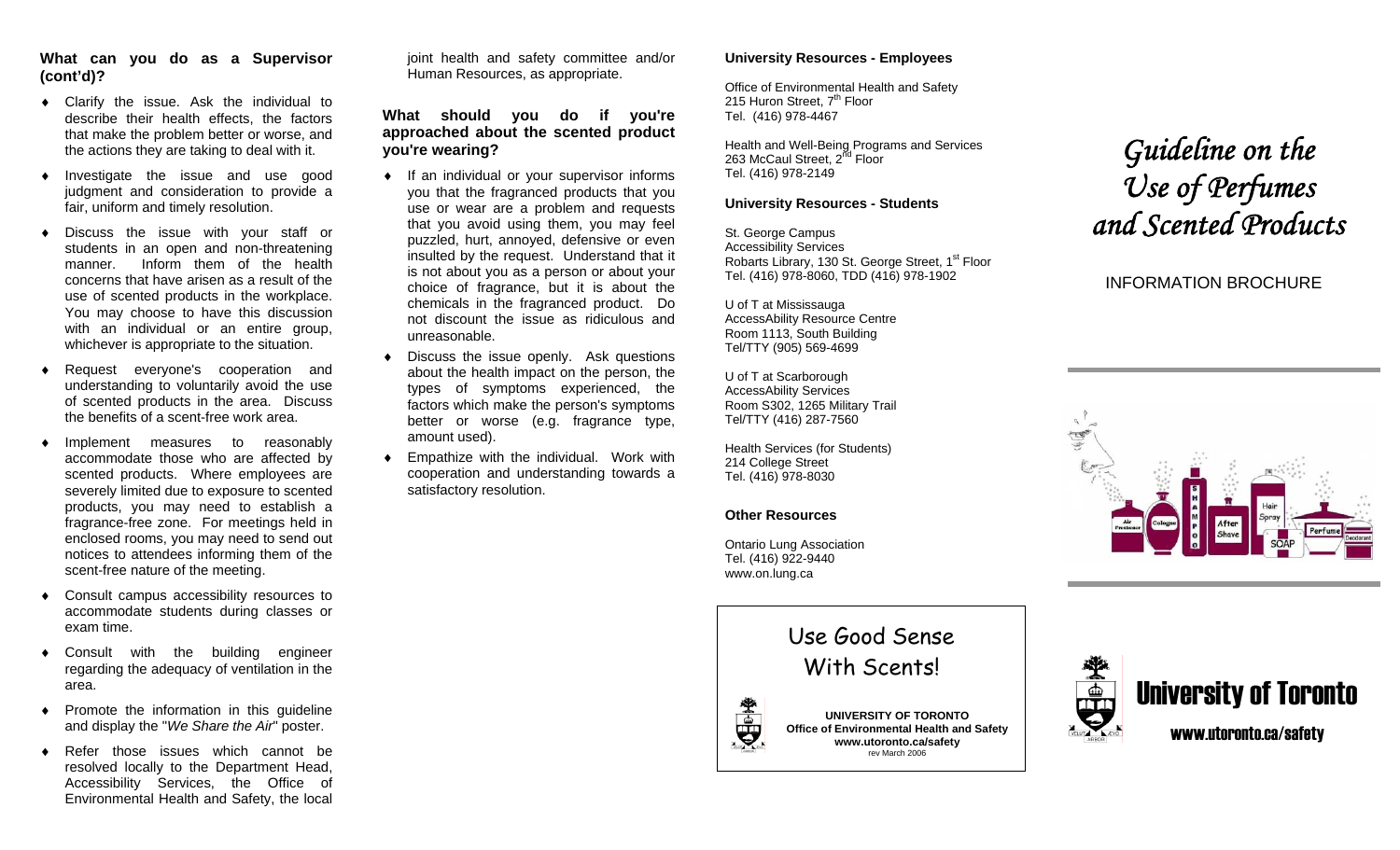**What can you do as a Supervisor (cont'd)?**

- Clarify the issue. Ask the individual to describe their health effects, the factors that make the problem better or worse, and the actions they are taking to deal with it.
- Investigate the issue and use good judgment and consideration to provide a fair, uniform and timely resolution.
- Discuss the issue with your staff or students in an open and non-threatening manner. Inform them of the health concerns that have arisen as a result of the use of scented products in the workplace. You may choose to have this discussion with an individual or an entire group, whichever is appropriate to the situation.
- Request everyone's cooperation and understanding to voluntarily avoid the use of scented products in the area. Discuss the benefits of a scent-free work area.
- Implement measures to reasonably accommodate those who are affected by scented products. Where employees are severely limited due to exposure to scented products, you may need to establish a fragrance-free zone. For meetings held in enclosed rooms, you may need to send out notices to attendees informing them of the scent-free nature of the meeting.
- Consult campus accessibility resources to accommodate students during classes or exam time.
- Consult with the building engineer regarding the adequacy of ventilation in the area.
- Promote the information in this guideline and display the "*We Share the Air*" poster.
- Refer those issues which cannot be resolved locally to the Department Head, Accessibility Services, the Office of Environmental Health and Safety, the local joint health and safety committee and/or Human Resources, as appropriate.

**What should you do if you're approached about the scented product you're wearing?**

- If an individual or your supervisor informs you that the fragranced products that you use or wear are a problem and requests that you avoid using them, you may feel puzzled, hurt, annoyed, defensive or even insulted by the request. Understand that it is not about you as a person or about your choice of fragrance, but it is about the chemicals in the fragranced product. Do not discount the issue as ridiculous and unreasonable.
- Discuss the issue openly. Ask questions about the health impact on the person, the types of symptoms experienced, the factors which make the person's symptoms better or worse (e.g. fragrance type, amount used).
- Empathize with the individual. Work with cooperation and understanding towards a satisfactory resolution.

**University Resources - Employees**

Office of Environmental Health and Safety
215 Huron Street, 7th Floor
Tel. (416) 978-4467

Health and Well-Being Programs and Services
263 McCaul Street, 2nd Floor
Tel. (416) 978-2149

**University Resources - Students**

St. George Campus
Accessibility Services
Robarts Library, 130 St. George Street, 1st Floor
Tel. (416) 978-8060, TDD (416) 978-1902

U of T at Mississauga
AccessAbility Resource Centre
Room 1113, South Building
Tel/TTY (905) 569-4699

U of T at Scarborough
AccessAbility Services
Room S302, 1265 Military Trail
Tel/TTY (416) 287-7560

Health Services (for Students)
214 College Street
Tel. (416) 978-8030

**Other Resources**

Ontario Lung Association
Tel. (416) 922-9440
www.on.lung.ca

Use Good Sense With Scents!

**UNIVERSITY OF TORONTO**
**Office of Environmental Health and Safety**
**www.utoronto.ca/safety**
rev March 2006

# *Guideline on the Use of Perfumes and Scented Products*

INFORMATION BROCHURE

University of Toronto

www.utoronto.ca/safety